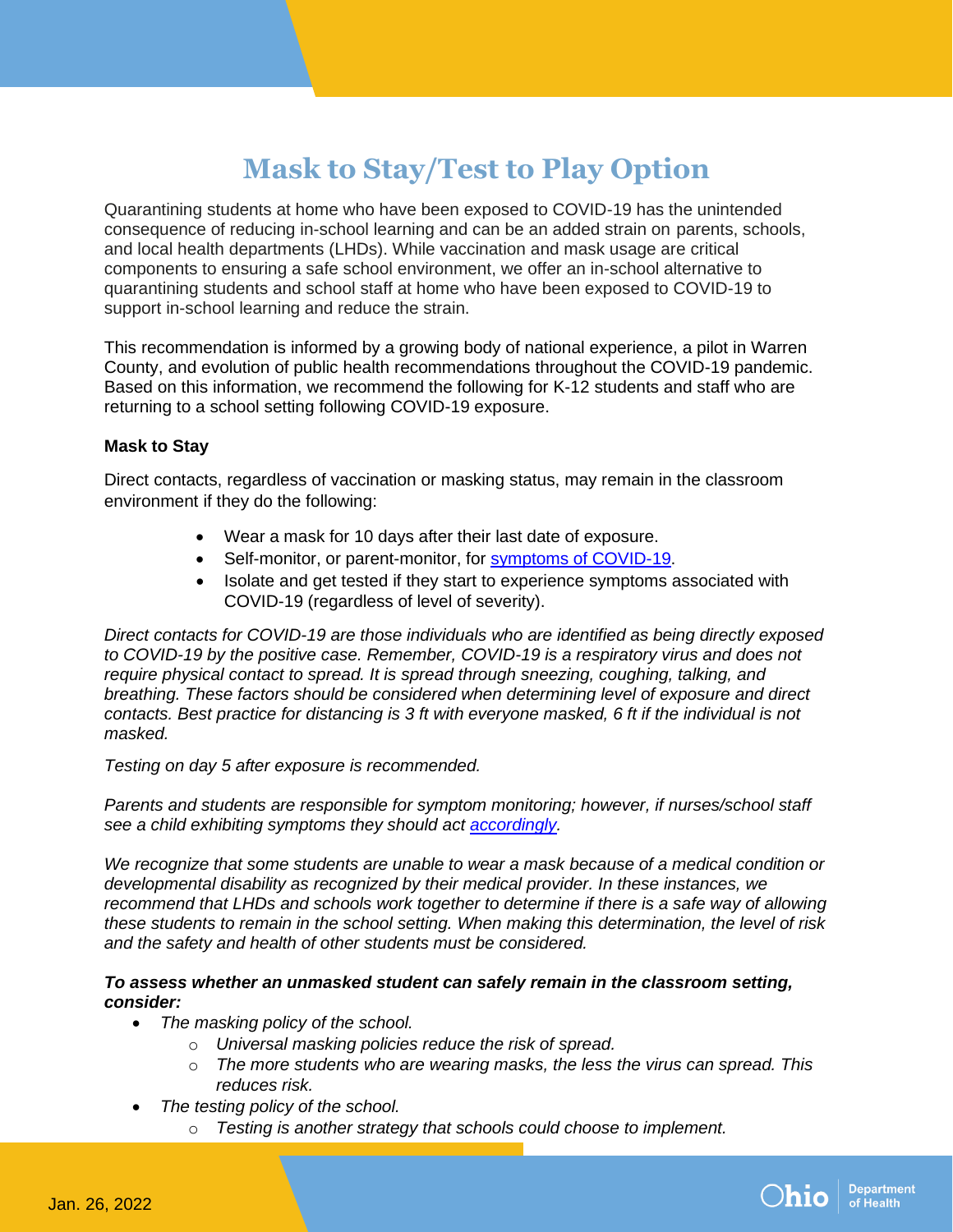# Mask to Stay/Test to Play Option

Quarantining students at home who have been exposed to COVID-19 has the unintended consequence of reducing in-school learning and can be an added strain on parents, schools, and local health departments (LHDs). While vaccination and mask usage are critical components to ensuring a safe school environment, we offer an in-school alternative to quarantining students and school staff at home who have been exposed to COVID-19 to support in-school learning and reduce the strain.

This recommendation is informed by a growing body of national experience, a pilot in Warren County, and evolution of public health recommendations throughout the COVID-19 pandemic. Based on this information, we recommend the following for K-12 students and staff who are returning to a school setting following COVID-19 exposure.

**Mask to Stay**

Direct contacts, regardless of vaccination or masking status, may remain in the classroom environment if they do the following:

- Wear a mask for 10 days after their last date of exposure.
- Self-monitor, or parent-monitor, for [symptoms of COVID-19](#).
- Isolate and get tested if they start to experience symptoms associated with COVID-19 (regardless of level of severity).

*Direct contacts for COVID-19 are those individuals who are identified as being directly exposed to COVID-19 by the positive case. Remember, COVID-19 is a respiratory virus and does not require physical contact to spread. It is spread through sneezing, coughing, talking, and breathing. These factors should be considered when determining level of exposure and direct contacts. Best practice for distancing is 3 ft with everyone masked, 6 ft if the individual is not masked.*

*Testing on day 5 after exposure is recommended.*

*Parents and students are responsible for symptom monitoring; however, if nurses/school staff see a child exhibiting symptoms they should act [accordingly](#).*

*We recognize that some students are unable to wear a mask because of a medical condition or developmental disability as recognized by their medical provider. In these instances, we recommend that LHDs and schools work together to determine if there is a safe way of allowing these students to remain in the school setting. When making this determination, the level of risk and the safety and health of other students must be considered.*

***To assess whether an unmasked student can safely remain in the classroom setting, consider:***

- *The masking policy of the school.*
  - *Universal masking policies reduce the risk of spread.*
  - *The more students who are wearing masks, the less the virus can spread. This reduces risk.*
- *The testing policy of the school.*
  - *Testing is another strategy that schools could choose to implement.*

Jan. 26, 2022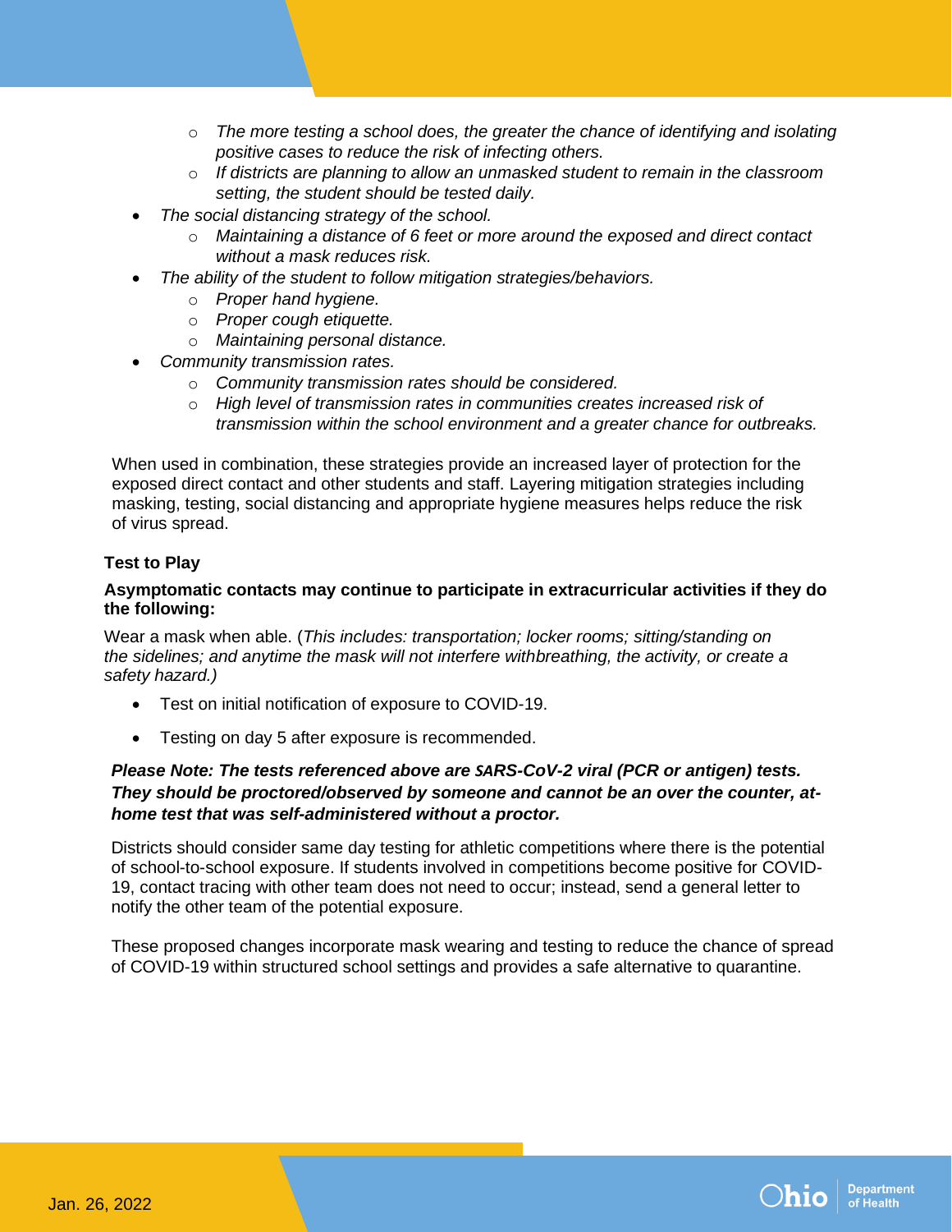- *The more testing a school does, the greater the chance of identifying and isolating positive cases to reduce the risk of infecting others.*
  - *If districts are planning to allow an unmasked student to remain in the classroom setting, the student should be tested daily.*
- *The social distancing strategy of the school.*
  - *Maintaining a distance of 6 feet or more around the exposed and direct contact without a mask reduces risk.*
- *The ability of the student to follow mitigation strategies/behaviors.*
  - *Proper hand hygiene.*
  - *Proper cough etiquette.*
  - *Maintaining personal distance.*
- *Community transmission rates.*
  - *Community transmission rates should be considered.*
  - *High level of transmission rates in communities creates increased risk of transmission within the school environment and a greater chance for outbreaks.*

When used in combination, these strategies provide an increased layer of protection for the exposed direct contact and other students and staff. Layering mitigation strategies including masking, testing, social distancing and appropriate hygiene measures helps reduce the risk of virus spread.

**Test to Play**

**Asymptomatic contacts may continue to participate in extracurricular activities if they do the following:**

Wear a mask when able. (*This includes: transportation; locker rooms; sitting/standing on the sidelines; and anytime the mask will not interfere withbreathing, the activity, or create a safety hazard.)*

- Test on initial notification of exposure to COVID-19.
- Testing on day 5 after exposure is recommended.

***Please Note: The tests referenced above are SARS-CoV-2 viral (PCR or antigen) tests. They should be proctored/observed by someone and cannot be an over the counter, at-home test that was self-administered without a proctor.***

Districts should consider same day testing for athletic competitions where there is the potential of school-to-school exposure. If students involved in competitions become positive for COVID-19, contact tracing with other team does not need to occur; instead, send a general letter to notify the other team of the potential exposure.

These proposed changes incorporate mask wearing and testing to reduce the chance of spread of COVID-19 within structured school settings and provides a safe alternative to quarantine.